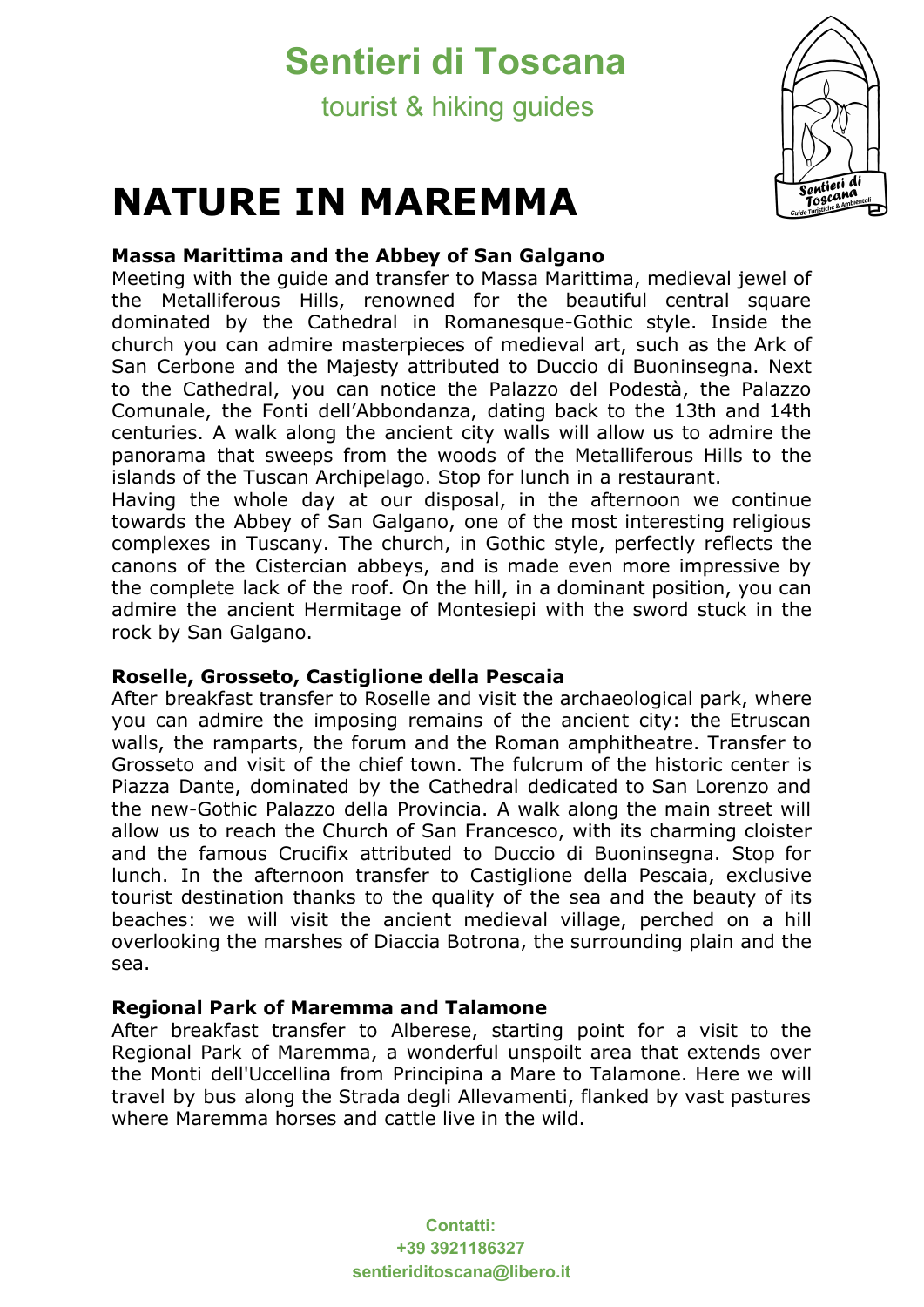# Sentieri di Toscana

tourist & hiking guides

# NATURE IN MAREMMA

**Massa Marittima and the Abbey of San Galgano**

Meeting with the guide and transfer to Massa Marittima, medieval jewel of the Metalliferous Hills, renowned for the beautiful central square dominated by the Cathedral in Romanesque-Gothic style. Inside the church you can admire masterpieces of medieval art, such as the Ark of San Cerbone and the Majesty attributed to Duccio di Buoninsegna. Next to the Cathedral, you can notice the Palazzo del Podestà, the Palazzo Comunale, the Fonti dell'Abbondanza, dating back to the 13th and 14th centuries. A walk along the ancient city walls will allow us to admire the panorama that sweeps from the woods of the Metalliferous Hills to the islands of the Tuscan Archipelago. Stop for lunch in a restaurant.

Having the whole day at our disposal, in the afternoon we continue towards the Abbey of San Galgano, one of the most interesting religious complexes in Tuscany. The church, in Gothic style, perfectly reflects the canons of the Cistercian abbeys, and is made even more impressive by the complete lack of the roof. On the hill, in a dominant position, you can admire the ancient Hermitage of Montesiepi with the sword stuck in the rock by San Galgano.

**Roselle, Grosseto, Castiglione della Pescaia**

After breakfast transfer to Roselle and visit the archaeological park, where you can admire the imposing remains of the ancient city: the Etruscan walls, the ramparts, the forum and the Roman amphitheatre. Transfer to Grosseto and visit of the chief town. The fulcrum of the historic center is Piazza Dante, dominated by the Cathedral dedicated to San Lorenzo and the new-Gothic Palazzo della Provincia. A walk along the main street will allow us to reach the Church of San Francesco, with its charming cloister and the famous Crucifix attributed to Duccio di Buoninsegna. Stop for lunch. In the afternoon transfer to Castiglione della Pescaia, exclusive tourist destination thanks to the quality of the sea and the beauty of its beaches: we will visit the ancient medieval village, perched on a hill overlooking the marshes of Diaccia Botrona, the surrounding plain and the sea.

**Regional Park of Maremma and Talamone**

After breakfast transfer to Alberese, starting point for a visit to the Regional Park of Maremma, a wonderful unspoilt area that extends over the Monti dell'Uccellina from Principina a Mare to Talamone. Here we will travel by bus along the Strada degli Allevamenti, flanked by vast pastures where Maremma horses and cattle live in the wild.

**Contatti:**
**+39 3921186327**
**sentieriditoscana@libero.it**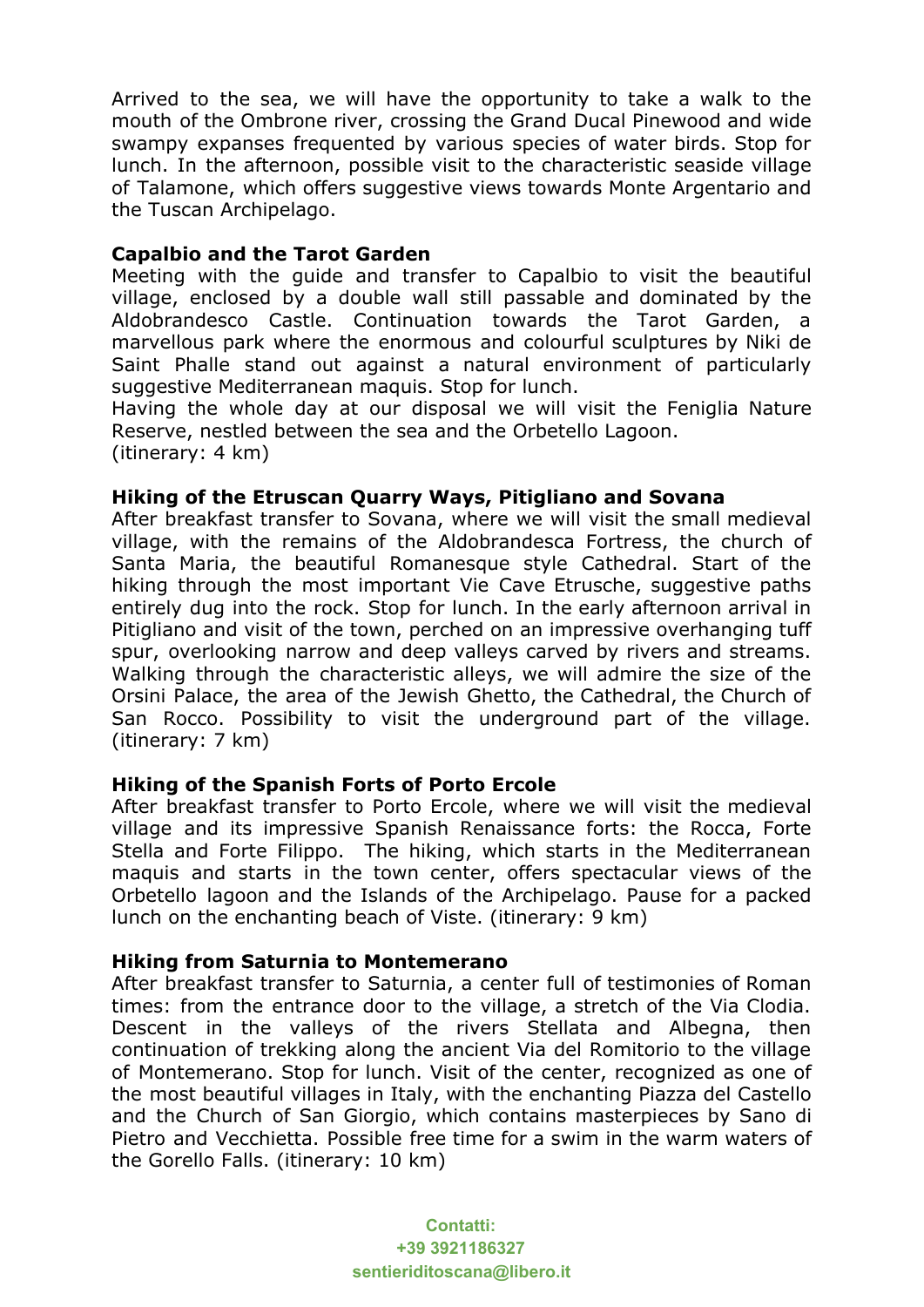Arrived to the sea, we will have the opportunity to take a walk to the mouth of the Ombrone river, crossing the Grand Ducal Pinewood and wide swampy expanses frequented by various species of water birds. Stop for lunch. In the afternoon, possible visit to the characteristic seaside village of Talamone, which offers suggestive views towards Monte Argentario and the Tuscan Archipelago.

**Capalbio and the Tarot Garden**

Meeting with the guide and transfer to Capalbio to visit the beautiful village, enclosed by a double wall still passable and dominated by the Aldobrandesco Castle. Continuation towards the Tarot Garden, a marvellous park where the enormous and colourful sculptures by Niki de Saint Phalle stand out against a natural environment of particularly suggestive Mediterranean maquis. Stop for lunch.
Having the whole day at our disposal we will visit the Feniglia Nature Reserve, nestled between the sea and the Orbetello Lagoon.
(itinerary: 4 km)

**Hiking of the Etruscan Quarry Ways, Pitigliano and Sovana**

After breakfast transfer to Sovana, where we will visit the small medieval village, with the remains of the Aldobrandesca Fortress, the church of Santa Maria, the beautiful Romanesque style Cathedral. Start of the hiking through the most important Vie Cave Etrusche, suggestive paths entirely dug into the rock. Stop for lunch. In the early afternoon arrival in Pitigliano and visit of the town, perched on an impressive overhanging tuff spur, overlooking narrow and deep valleys carved by rivers and streams. Walking through the characteristic alleys, we will admire the size of the Orsini Palace, the area of the Jewish Ghetto, the Cathedral, the Church of San Rocco. Possibility to visit the underground part of the village. (itinerary: 7 km)

**Hiking of the Spanish Forts of Porto Ercole**

After breakfast transfer to Porto Ercole, where we will visit the medieval village and its impressive Spanish Renaissance forts: the Rocca, Forte Stella and Forte Filippo. The hiking, which starts in the Mediterranean maquis and starts in the town center, offers spectacular views of the Orbetello lagoon and the Islands of the Archipelago. Pause for a packed lunch on the enchanting beach of Viste. (itinerary: 9 km)

**Hiking from Saturnia to Montemerano**

After breakfast transfer to Saturnia, a center full of testimonies of Roman times: from the entrance door to the village, a stretch of the Via Clodia. Descent in the valleys of the rivers Stellata and Albegna, then continuation of trekking along the ancient Via del Romitorio to the village of Montemerano. Stop for lunch. Visit of the center, recognized as one of the most beautiful villages in Italy, with the enchanting Piazza del Castello and the Church of San Giorgio, which contains masterpieces by Sano di Pietro and Vecchietta. Possible free time for a swim in the warm waters of the Gorello Falls. (itinerary: 10 km)

**Contatti:**
**+39 3921186327**
**sentieriditoscana@libero.it**